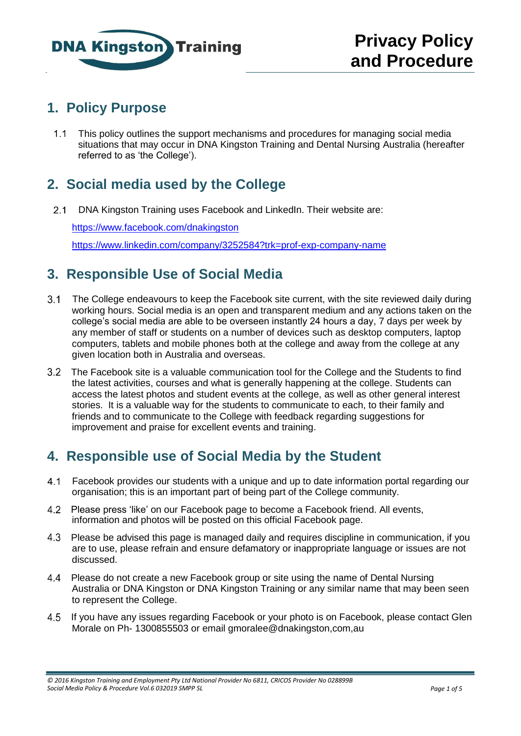# Privacy Policy and Procedure

## 1. Policy Purpose

1.1 This policy outlines the support mechanisms and procedures for managing social media situations that may occur in DNA Kingston Training and Dental Nursing Australia (hereafter referred to as 'the College').

## 2. Social media used by the College

2.1 DNA Kingston Training uses Facebook and LinkedIn. Their website are:

https://www.facebook.com/dnakingston

https://www.linkedin.com/company/3252584?trk=prof-exp-company-name

## 3. Responsible Use of Social Media

3.1 The College endeavours to keep the Facebook site current, with the site reviewed daily during working hours. Social media is an open and transparent medium and any actions taken on the college's social media are able to be overseen instantly 24 hours a day, 7 days per week by any member of staff or students on a number of devices such as desktop computers, laptop computers, tablets and mobile phones both at the college and away from the college at any given location both in Australia and overseas.

3.2 The Facebook site is a valuable communication tool for the College and the Students to find the latest activities, courses and what is generally happening at the college. Students can access the latest photos and student events at the college, as well as other general interest stories. It is a valuable way for the students to communicate to each, to their family and friends and to communicate to the College with feedback regarding suggestions for improvement and praise for excellent events and training.

## 4. Responsible use of Social Media by the Student

4.1 Facebook provides our students with a unique and up to date information portal regarding our organisation; this is an important part of being part of the College community.

4.2 Please press 'like' on our Facebook page to become a Facebook friend. All events, information and photos will be posted on this official Facebook page.

4.3 Please be advised this page is managed daily and requires discipline in communication, if you are to use, please refrain and ensure defamatory or inappropriate language or issues are not discussed.

4.4 Please do not create a new Facebook group or site using the name of Dental Nursing Australia or DNA Kingston or DNA Kingston Training or any similar name that may been seen to represent the College.

4.5 If you have any issues regarding Facebook or your photo is on Facebook, please contact Glen Morale on Ph- 1300855503 or email gmoralee@dnakingston,com,au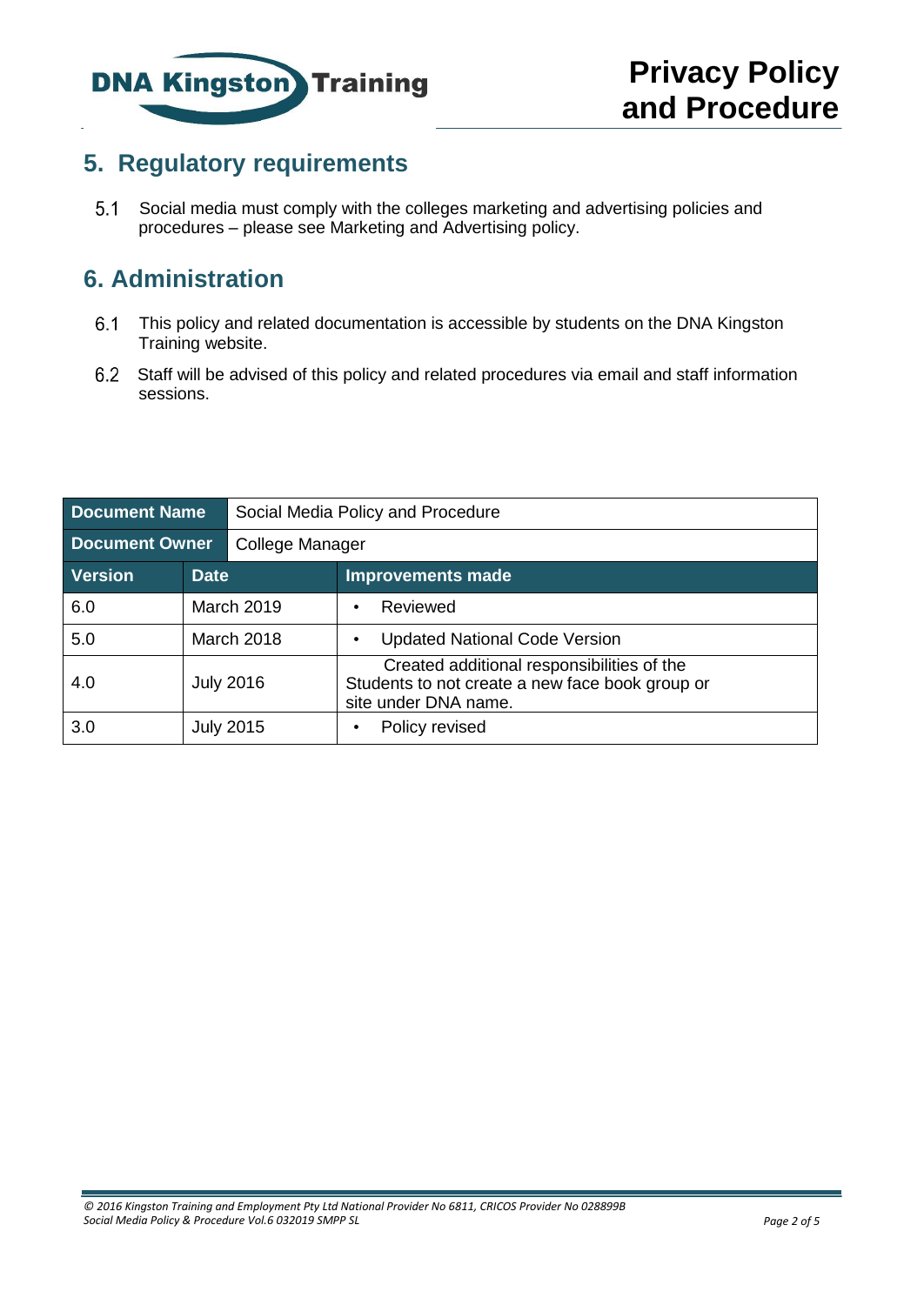## 5. Regulatory requirements

5.1 Social media must comply with the colleges marketing and advertising policies and procedures – please see Marketing and Advertising policy.

## 6. Administration

6.1 This policy and related documentation is accessible by students on the DNA Kingston Training website.

6.2 Staff will be advised of this policy and related procedures via email and staff information sessions.

| **Document Name** | Social Media Policy and Procedure | |
|---|---|---|
| **Document Owner** | College Manager | |
| **Version** | **Date** | **Improvements made** |
| 6.0 | March 2019 | • Reviewed |
| 5.0 | March 2018 | • Updated National Code Version |
| 4.0 | July 2016 | Created additional responsibilities of the Students to not create a new face book group or site under DNA name. |
| 3.0 | July 2015 | • Policy revised |